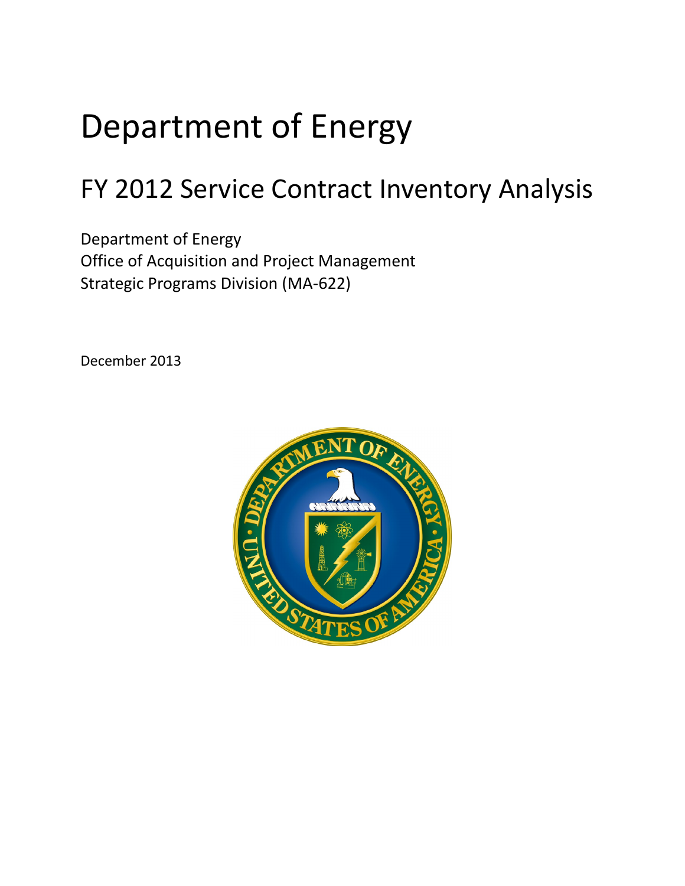# Department of Energy

## FY 2012 Service Contract Inventory Analysis

Department of Energy
Office of Acquisition and Project Management
Strategic Programs Division (MA-622)

December 2013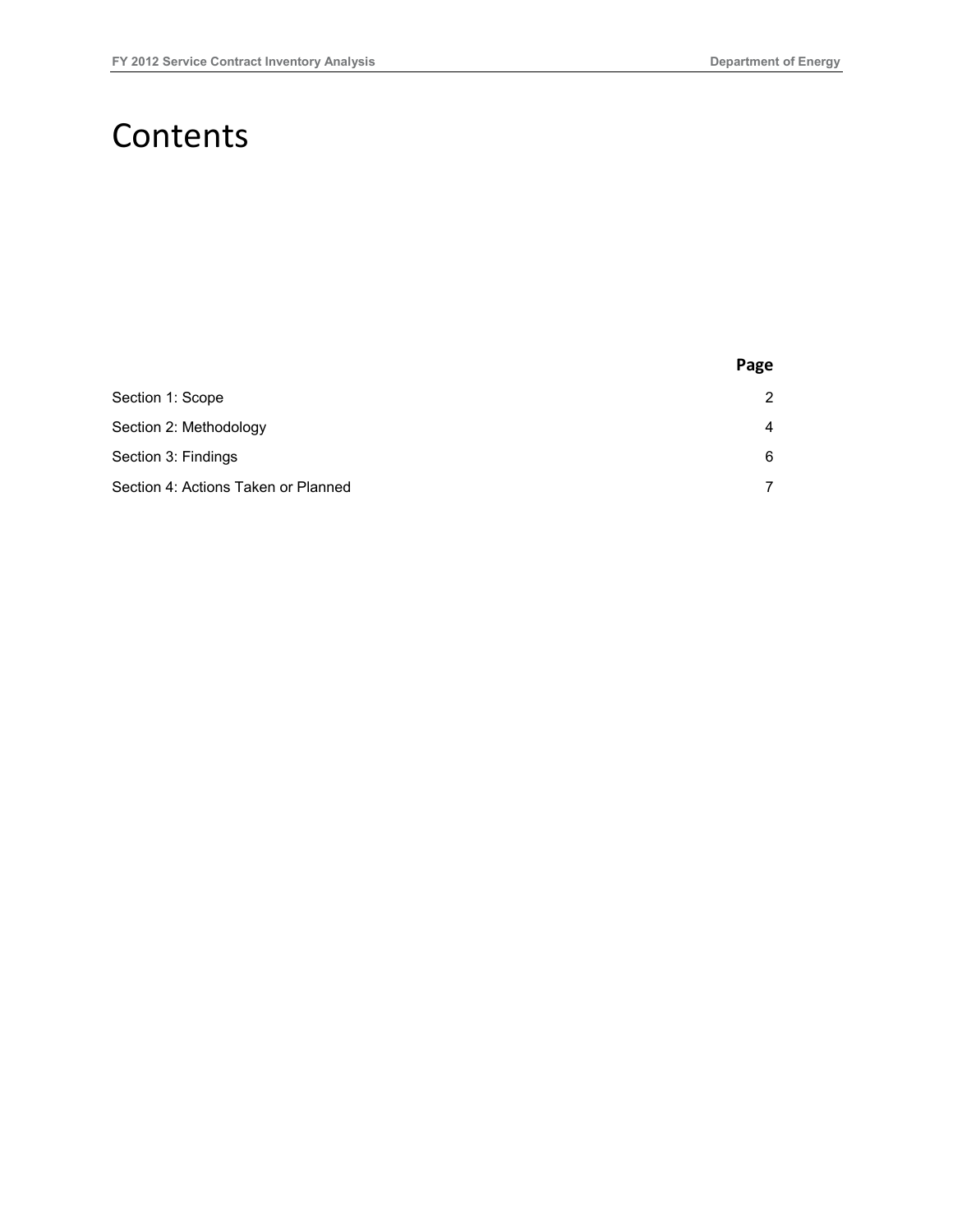# Contents

| | Page |
|---|---|
| Section 1: Scope | 2 |
| Section 2: Methodology | 4 |
| Section 3: Findings | 6 |
| Section 4: Actions Taken or Planned | 7 |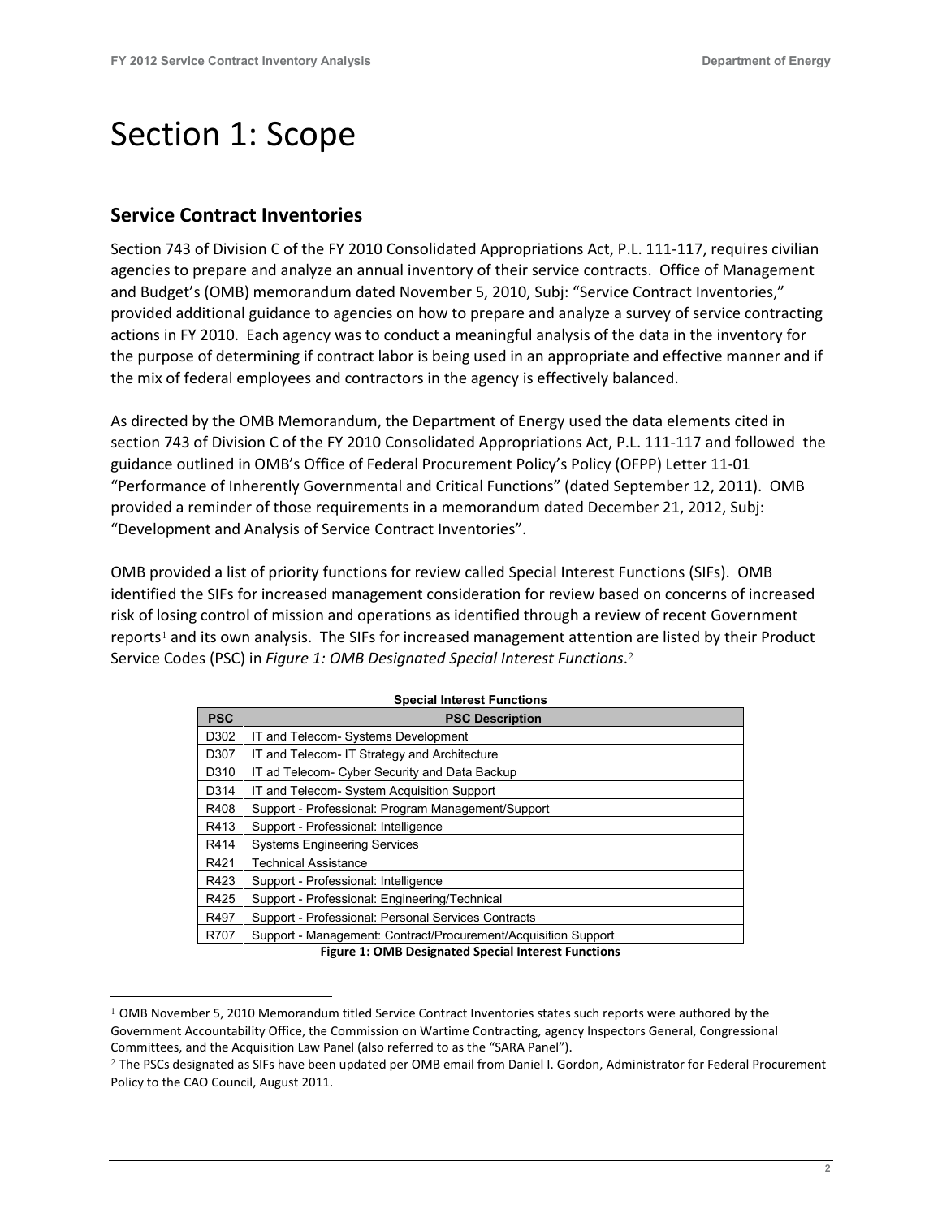# Section 1: Scope

## Service Contract Inventories

Section 743 of Division C of the FY 2010 Consolidated Appropriations Act, P.L. 111-117, requires civilian agencies to prepare and analyze an annual inventory of their service contracts. Office of Management and Budget's (OMB) memorandum dated November 5, 2010, Subj: "Service Contract Inventories," provided additional guidance to agencies on how to prepare and analyze a survey of service contracting actions in FY 2010. Each agency was to conduct a meaningful analysis of the data in the inventory for the purpose of determining if contract labor is being used in an appropriate and effective manner and if the mix of federal employees and contractors in the agency is effectively balanced.

As directed by the OMB Memorandum, the Department of Energy used the data elements cited in section 743 of Division C of the FY 2010 Consolidated Appropriations Act, P.L. 111-117 and followed the guidance outlined in OMB's Office of Federal Procurement Policy's Policy (OFPP) Letter 11-01 "Performance of Inherently Governmental and Critical Functions" (dated September 12, 2011). OMB provided a reminder of those requirements in a memorandum dated December 21, 2012, Subj: "Development and Analysis of Service Contract Inventories".

OMB provided a list of priority functions for review called Special Interest Functions (SIFs). OMB identified the SIFs for increased management consideration for review based on concerns of increased risk of losing control of mission and operations as identified through a review of recent Government reports[1] and its own analysis. The SIFs for increased management attention are listed by their Product Service Codes (PSC) in *Figure 1: OMB Designated Special Interest Functions*.[2]

**Special Interest Functions**

| PSC | PSC Description |
|---|---|
| D302 | IT and Telecom- Systems Development |
| D307 | IT and Telecom- IT Strategy and Architecture |
| D310 | IT ad Telecom- Cyber Security and Data Backup |
| D314 | IT and Telecom- System Acquisition Support |
| R408 | Support - Professional: Program Management/Support |
| R413 | Support - Professional: Intelligence |
| R414 | Systems Engineering Services |
| R421 | Technical Assistance |
| R423 | Support - Professional: Intelligence |
| R425 | Support - Professional: Engineering/Technical |
| R497 | Support - Professional: Personal Services Contracts |
| R707 | Support - Management: Contract/Procurement/Acquisition Support |

**Figure 1: OMB Designated Special Interest Functions**

[1] OMB November 5, 2010 Memorandum titled Service Contract Inventories states such reports were authored by the Government Accountability Office, the Commission on Wartime Contracting, agency Inspectors General, Congressional Committees, and the Acquisition Law Panel (also referred to as the "SARA Panel").

[2] The PSCs designated as SIFs have been updated per OMB email from Daniel I. Gordon, Administrator for Federal Procurement Policy to the CAO Council, August 2011.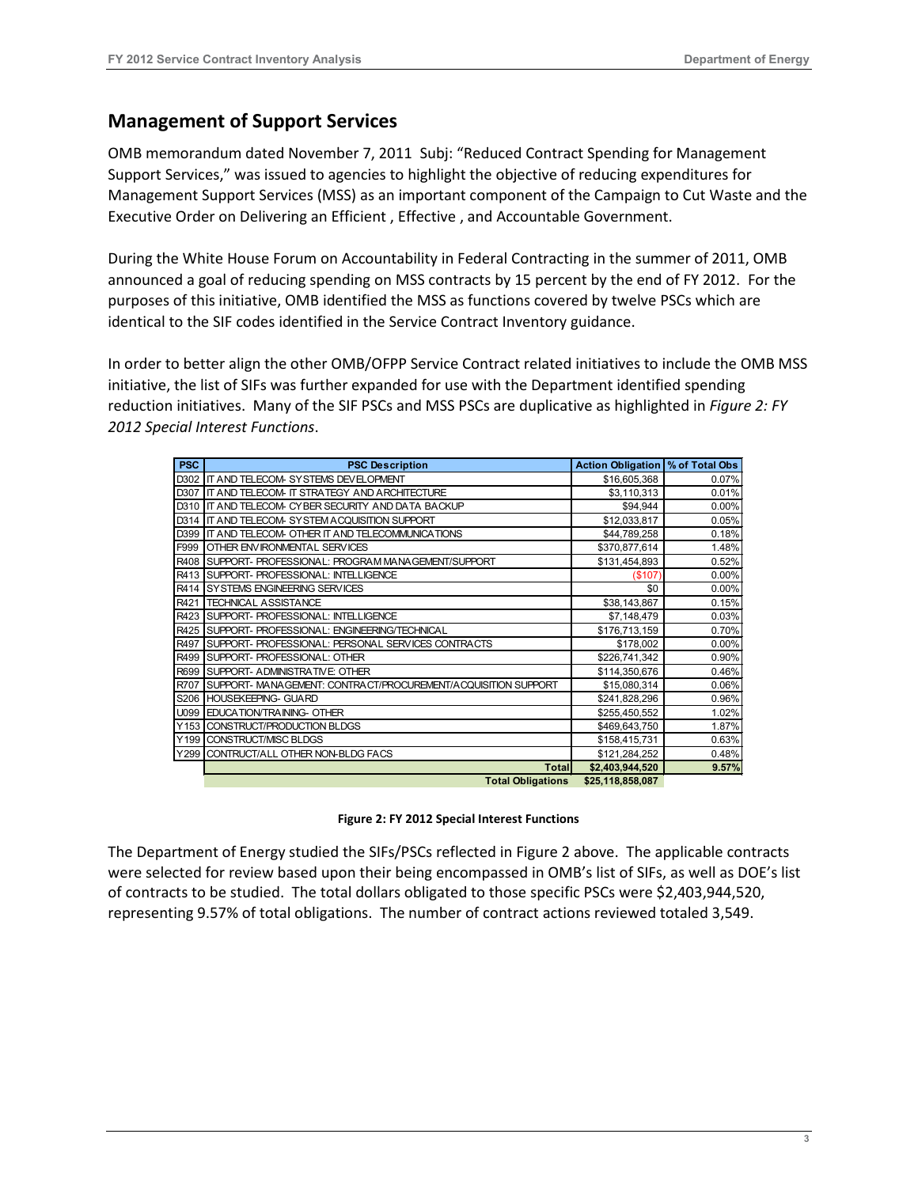## Management of Support Services

OMB memorandum dated November 7, 2011 Subj: "Reduced Contract Spending for Management Support Services," was issued to agencies to highlight the objective of reducing expenditures for Management Support Services (MSS) as an important component of the Campaign to Cut Waste and the Executive Order on Delivering an Efficient , Effective , and Accountable Government.

During the White House Forum on Accountability in Federal Contracting in the summer of 2011, OMB announced a goal of reducing spending on MSS contracts by 15 percent by the end of FY 2012. For the purposes of this initiative, OMB identified the MSS as functions covered by twelve PSCs which are identical to the SIF codes identified in the Service Contract Inventory guidance.

In order to better align the other OMB/OFPP Service Contract related initiatives to include the OMB MSS initiative, the list of SIFs was further expanded for use with the Department identified spending reduction initiatives. Many of the SIF PSCs and MSS PSCs are duplicative as highlighted in *Figure 2: FY 2012 Special Interest Functions*.

| PSC | PSC Description | Action Obligation | % of Total Obs |
|---|---|---|---|
| D302 | IT AND TELECOM- SYSTEMS DEVELOPMENT | $16,605,368 | 0.07% |
| D307 | IT AND TELECOM- IT STRATEGY AND ARCHITECTURE | $3,110,313 | 0.01% |
| D310 | IT AND TELECOM- CYBER SECURITY AND DATA BACKUP | $94,944 | 0.00% |
| D314 | IT AND TELECOM- SYSTEM ACQUISITION SUPPORT | $12,033,817 | 0.05% |
| D399 | IT AND TELECOM- OTHER IT AND TELECOMMUNICATIONS | $44,789,258 | 0.18% |
| F999 | OTHER ENVIRONMENTAL SERVICES | $370,877,614 | 1.48% |
| R408 | SUPPORT- PROFESSIONAL: PROGRAM MANAGEMENT/SUPPORT | $131,454,893 | 0.52% |
| R413 | SUPPORT- PROFESSIONAL: INTELLIGENCE | ($107) | 0.00% |
| R414 | SYSTEMS ENGINEERING SERVICES | $0 | 0.00% |
| R421 | TECHNICAL ASSISTANCE | $38,143,867 | 0.15% |
| R423 | SUPPORT- PROFESSIONAL: INTELLIGENCE | $7,148,479 | 0.03% |
| R425 | SUPPORT- PROFESSIONAL: ENGINEERING/TECHNICAL | $176,713,159 | 0.70% |
| R497 | SUPPORT- PROFESSIONAL: PERSONAL SERVICES CONTRACTS | $178,002 | 0.00% |
| R499 | SUPPORT- PROFESSIONAL: OTHER | $226,741,342 | 0.90% |
| R699 | SUPPORT- ADMINISTRATIVE: OTHER | $114,350,676 | 0.46% |
| R707 | SUPPORT- MANAGEMENT: CONTRACT/PROCUREMENT/ACQUISITION SUPPORT | $15,080,314 | 0.06% |
| S206 | HOUSEKEEPING- GUARD | $241,828,296 | 0.96% |
| U099 | EDUCATION/TRAINING- OTHER | $255,450,552 | 1.02% |
| Y153 | CONSTRUCT/PRODUCTION BLDGS | $469,643,750 | 1.87% |
| Y199 | CONSTRUCT/MISC BLDGS | $158,415,731 | 0.63% |
| Y299 | CONTRUCT/ALL OTHER NON-BLDG FACS | $121,284,252 | 0.48% |
| | **Total** | **$2,403,944,520** | **9.57%** |
| | **Total Obligations** | **$25,118,858,087** | |

**Figure 2: FY 2012 Special Interest Functions**

The Department of Energy studied the SIFs/PSCs reflected in Figure 2 above. The applicable contracts were selected for review based upon their being encompassed in OMB's list of SIFs, as well as DOE's list of contracts to be studied. The total dollars obligated to those specific PSCs were $2,403,944,520, representing 9.57% of total obligations. The number of contract actions reviewed totaled 3,549.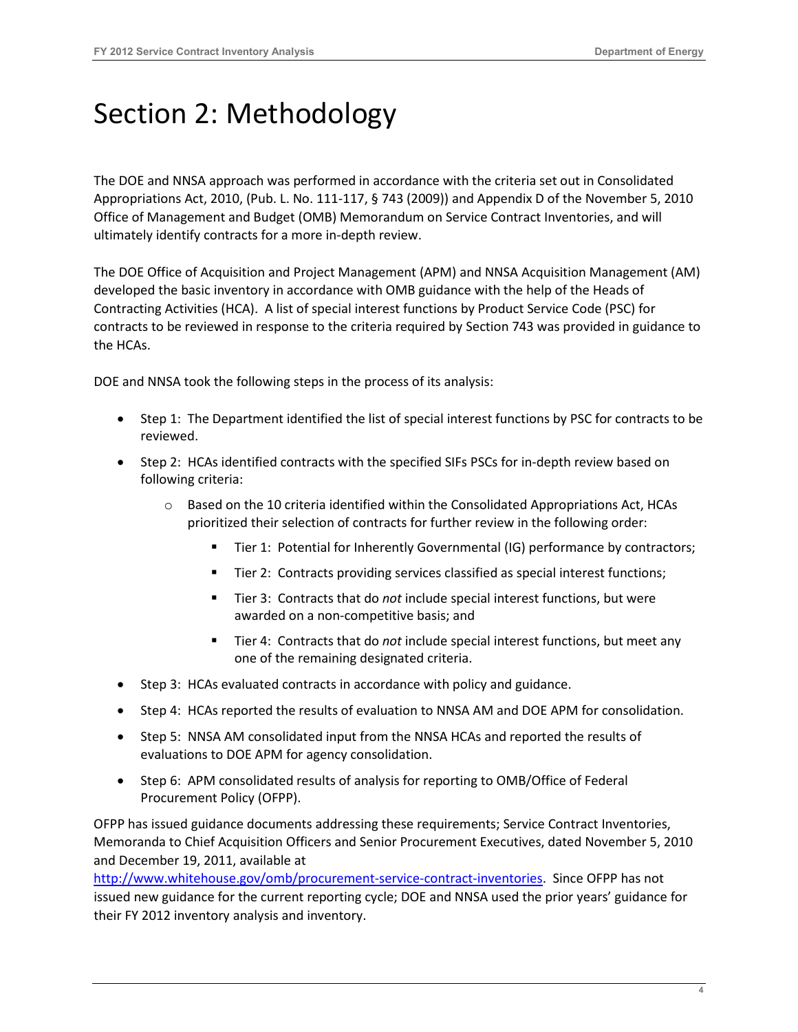# Section 2: Methodology

The DOE and NNSA approach was performed in accordance with the criteria set out in Consolidated Appropriations Act, 2010, (Pub. L. No. 111-117, § 743 (2009)) and Appendix D of the November 5, 2010 Office of Management and Budget (OMB) Memorandum on Service Contract Inventories, and will ultimately identify contracts for a more in-depth review.

The DOE Office of Acquisition and Project Management (APM) and NNSA Acquisition Management (AM) developed the basic inventory in accordance with OMB guidance with the help of the Heads of Contracting Activities (HCA). A list of special interest functions by Product Service Code (PSC) for contracts to be reviewed in response to the criteria required by Section 743 was provided in guidance to the HCAs.

DOE and NNSA took the following steps in the process of its analysis:

- Step 1: The Department identified the list of special interest functions by PSC for contracts to be reviewed.
- Step 2: HCAs identified contracts with the specified SIFs PSCs for in-depth review based on following criteria:
  - Based on the 10 criteria identified within the Consolidated Appropriations Act, HCAs prioritized their selection of contracts for further review in the following order:
    - Tier 1: Potential for Inherently Governmental (IG) performance by contractors;
    - Tier 2: Contracts providing services classified as special interest functions;
    - Tier 3: Contracts that do *not* include special interest functions, but were awarded on a non-competitive basis; and
    - Tier 4: Contracts that do *not* include special interest functions, but meet any one of the remaining designated criteria.
- Step 3: HCAs evaluated contracts in accordance with policy and guidance.
- Step 4: HCAs reported the results of evaluation to NNSA AM and DOE APM for consolidation.
- Step 5: NNSA AM consolidated input from the NNSA HCAs and reported the results of evaluations to DOE APM for agency consolidation.
- Step 6: APM consolidated results of analysis for reporting to OMB/Office of Federal Procurement Policy (OFPP).

OFPP has issued guidance documents addressing these requirements; Service Contract Inventories, Memoranda to Chief Acquisition Officers and Senior Procurement Executives, dated November 5, 2010 and December 19, 2011, available at http://www.whitehouse.gov/omb/procurement-service-contract-inventories. Since OFPP has not issued new guidance for the current reporting cycle; DOE and NNSA used the prior years' guidance for their FY 2012 inventory analysis and inventory.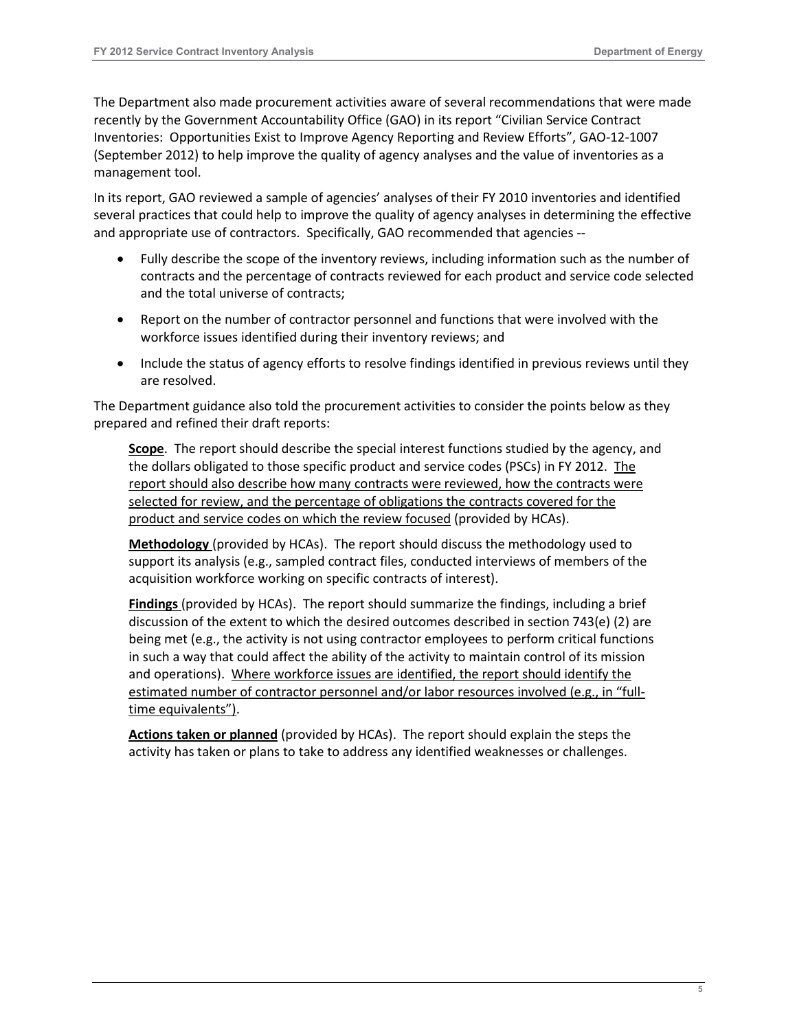The Department also made procurement activities aware of several recommendations that were made recently by the Government Accountability Office (GAO) in its report "Civilian Service Contract Inventories: Opportunities Exist to Improve Agency Reporting and Review Efforts", GAO-12-1007 (September 2012) to help improve the quality of agency analyses and the value of inventories as a management tool.

In its report, GAO reviewed a sample of agencies' analyses of their FY 2010 inventories and identified several practices that could help to improve the quality of agency analyses in determining the effective and appropriate use of contractors. Specifically, GAO recommended that agencies --

- Fully describe the scope of the inventory reviews, including information such as the number of contracts and the percentage of contracts reviewed for each product and service code selected and the total universe of contracts;
- Report on the number of contractor personnel and functions that were involved with the workforce issues identified during their inventory reviews; and
- Include the status of agency efforts to resolve findings identified in previous reviews until they are resolved.

The Department guidance also told the procurement activities to consider the points below as they prepared and refined their draft reports:

> **Scope**. The report should describe the special interest functions studied by the agency, and the dollars obligated to those specific product and service codes (PSCs) in FY 2012. The report should also describe how many contracts were reviewed, how the contracts were selected for review, and the percentage of obligations the contracts covered for the product and service codes on which the review focused (provided by HCAs).
>
> **Methodology** (provided by HCAs). The report should discuss the methodology used to support its analysis (e.g., sampled contract files, conducted interviews of members of the acquisition workforce working on specific contracts of interest).
>
> **Findings** (provided by HCAs). The report should summarize the findings, including a brief discussion of the extent to which the desired outcomes described in section 743(e) (2) are being met (e.g., the activity is not using contractor employees to perform critical functions in such a way that could affect the ability of the activity to maintain control of its mission and operations). Where workforce issues are identified, the report should identify the estimated number of contractor personnel and/or labor resources involved (e.g., in "full-time equivalents").
>
> **Actions taken or planned** (provided by HCAs). The report should explain the steps the activity has taken or plans to take to address any identified weaknesses or challenges.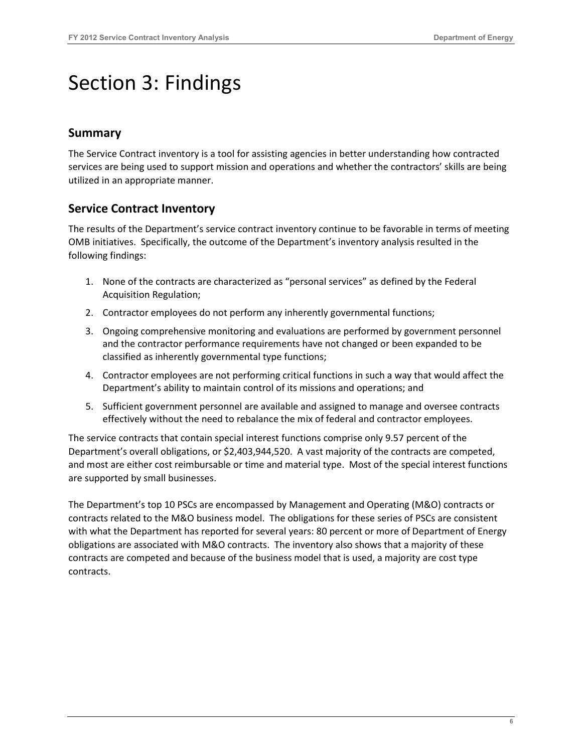# Section 3: Findings

## Summary

The Service Contract inventory is a tool for assisting agencies in better understanding how contracted services are being used to support mission and operations and whether the contractors' skills are being utilized in an appropriate manner.

## Service Contract Inventory

The results of the Department's service contract inventory continue to be favorable in terms of meeting OMB initiatives. Specifically, the outcome of the Department's inventory analysis resulted in the following findings:

1. None of the contracts are characterized as "personal services" as defined by the Federal Acquisition Regulation;
2. Contractor employees do not perform any inherently governmental functions;
3. Ongoing comprehensive monitoring and evaluations are performed by government personnel and the contractor performance requirements have not changed or been expanded to be classified as inherently governmental type functions;
4. Contractor employees are not performing critical functions in such a way that would affect the Department's ability to maintain control of its missions and operations; and
5. Sufficient government personnel are available and assigned to manage and oversee contracts effectively without the need to rebalance the mix of federal and contractor employees.

The service contracts that contain special interest functions comprise only 9.57 percent of the Department's overall obligations, or $2,403,944,520. A vast majority of the contracts are competed, and most are either cost reimbursable or time and material type. Most of the special interest functions are supported by small businesses.

The Department's top 10 PSCs are encompassed by Management and Operating (M&O) contracts or contracts related to the M&O business model. The obligations for these series of PSCs are consistent with what the Department has reported for several years: 80 percent or more of Department of Energy obligations are associated with M&O contracts. The inventory also shows that a majority of these contracts are competed and because of the business model that is used, a majority are cost type contracts.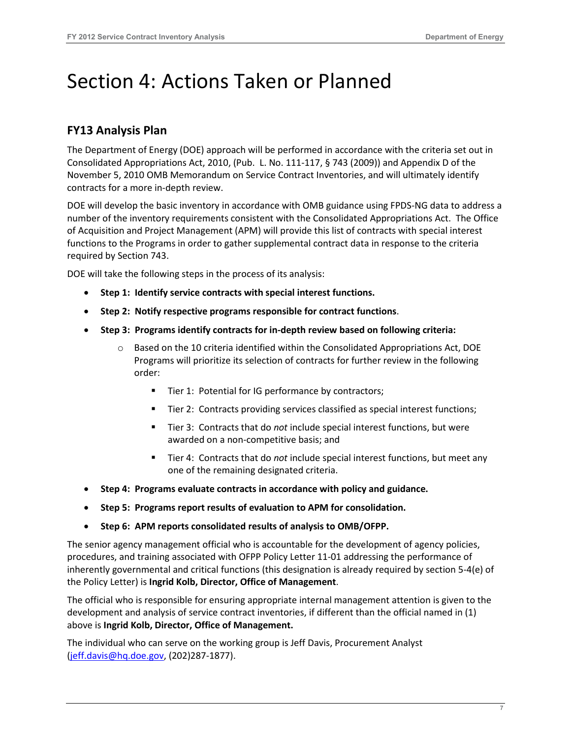# Section 4: Actions Taken or Planned

## FY13 Analysis Plan

The Department of Energy (DOE) approach will be performed in accordance with the criteria set out in Consolidated Appropriations Act, 2010, (Pub. L. No. 111-117, § 743 (2009)) and Appendix D of the November 5, 2010 OMB Memorandum on Service Contract Inventories, and will ultimately identify contracts for a more in-depth review.

DOE will develop the basic inventory in accordance with OMB guidance using FPDS-NG data to address a number of the inventory requirements consistent with the Consolidated Appropriations Act. The Office of Acquisition and Project Management (APM) will provide this list of contracts with special interest functions to the Programs in order to gather supplemental contract data in response to the criteria required by Section 743.

DOE will take the following steps in the process of its analysis:

- **Step 1: Identify service contracts with special interest functions.**
- **Step 2: Notify respective programs responsible for contract functions**.
- **Step 3: Programs identify contracts for in-depth review based on following criteria:**
  - Based on the 10 criteria identified within the Consolidated Appropriations Act, DOE Programs will prioritize its selection of contracts for further review in the following order:
    - Tier 1: Potential for IG performance by contractors;
    - Tier 2: Contracts providing services classified as special interest functions;
    - Tier 3: Contracts that do *not* include special interest functions, but were awarded on a non-competitive basis; and
    - Tier 4: Contracts that do *not* include special interest functions, but meet any one of the remaining designated criteria.
- **Step 4: Programs evaluate contracts in accordance with policy and guidance.**
- **Step 5: Programs report results of evaluation to APM for consolidation.**
- **Step 6: APM reports consolidated results of analysis to OMB/OFPP.**

The senior agency management official who is accountable for the development of agency policies, procedures, and training associated with OFPP Policy Letter 11-01 addressing the performance of inherently governmental and critical functions (this designation is already required by section 5-4(e) of the Policy Letter) is **Ingrid Kolb, Director, Office of Management**.

The official who is responsible for ensuring appropriate internal management attention is given to the development and analysis of service contract inventories, if different than the official named in (1) above is **Ingrid Kolb, Director, Office of Management.**

The individual who can serve on the working group is Jeff Davis, Procurement Analyst (jeff.davis@hq.doe.gov, (202)287-1877).